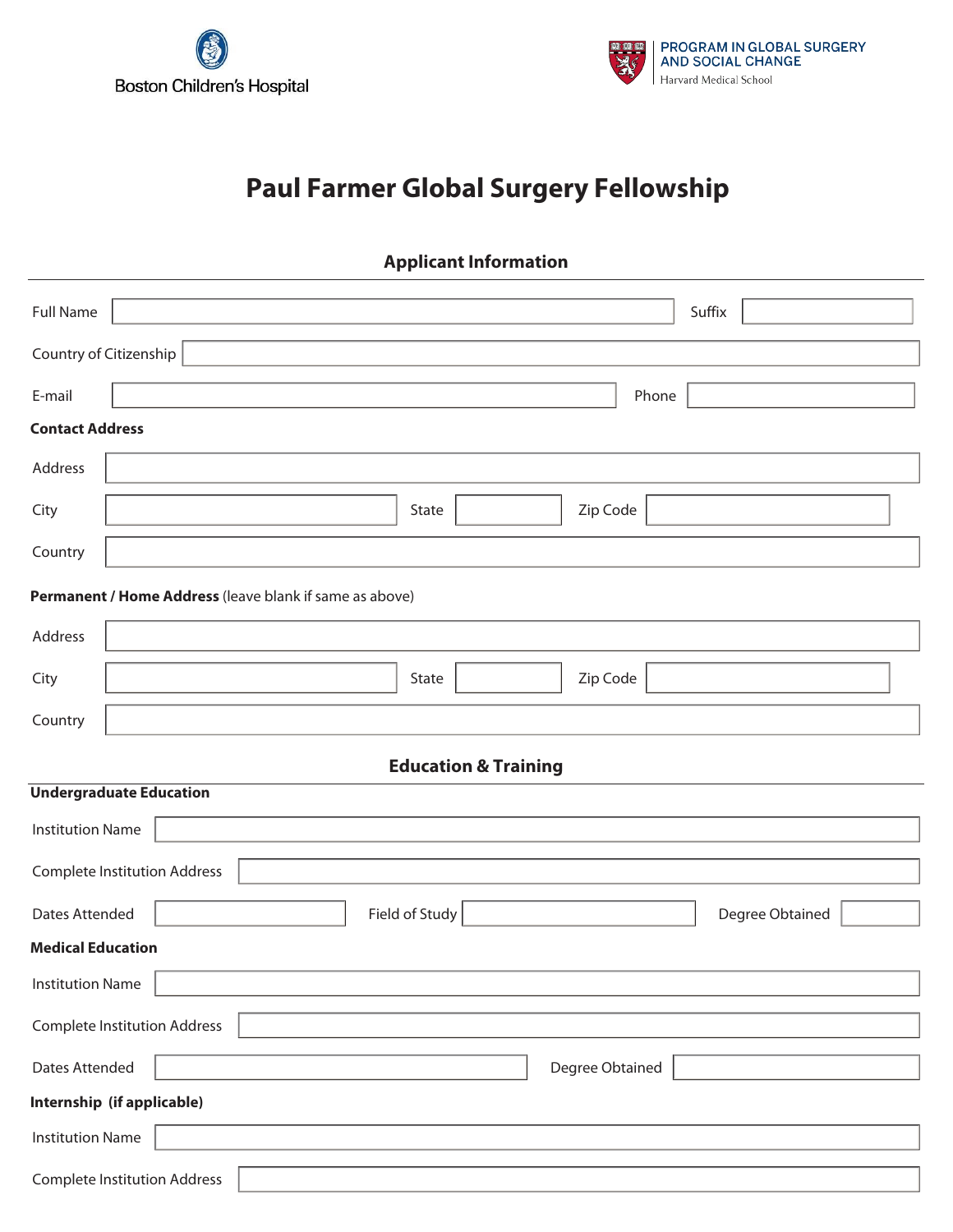Boston Children's Hospital

PROGRAM IN GLOBAL SURGERY AND SOCIAL CHANGE
Harvard Medical School

# Paul Farmer Global Surgery Fellowship

## Applicant Information

Full Name

Suffix

Country of Citizenship

E-mail

Phone

**Contact Address**

Address

City

State

Zip Code

Country

**Permanent / Home Address** (leave blank if same as above)

Address

City

State

Zip Code

Country

## Education & Training

**Undergraduate Education**

Institution Name

Complete Institution Address

Dates Attended

Field of Study

Degree Obtained

**Medical Education**

Institution Name

Complete Institution Address

Dates Attended

Degree Obtained

**Internship (if applicable)**

Institution Name

Complete Institution Address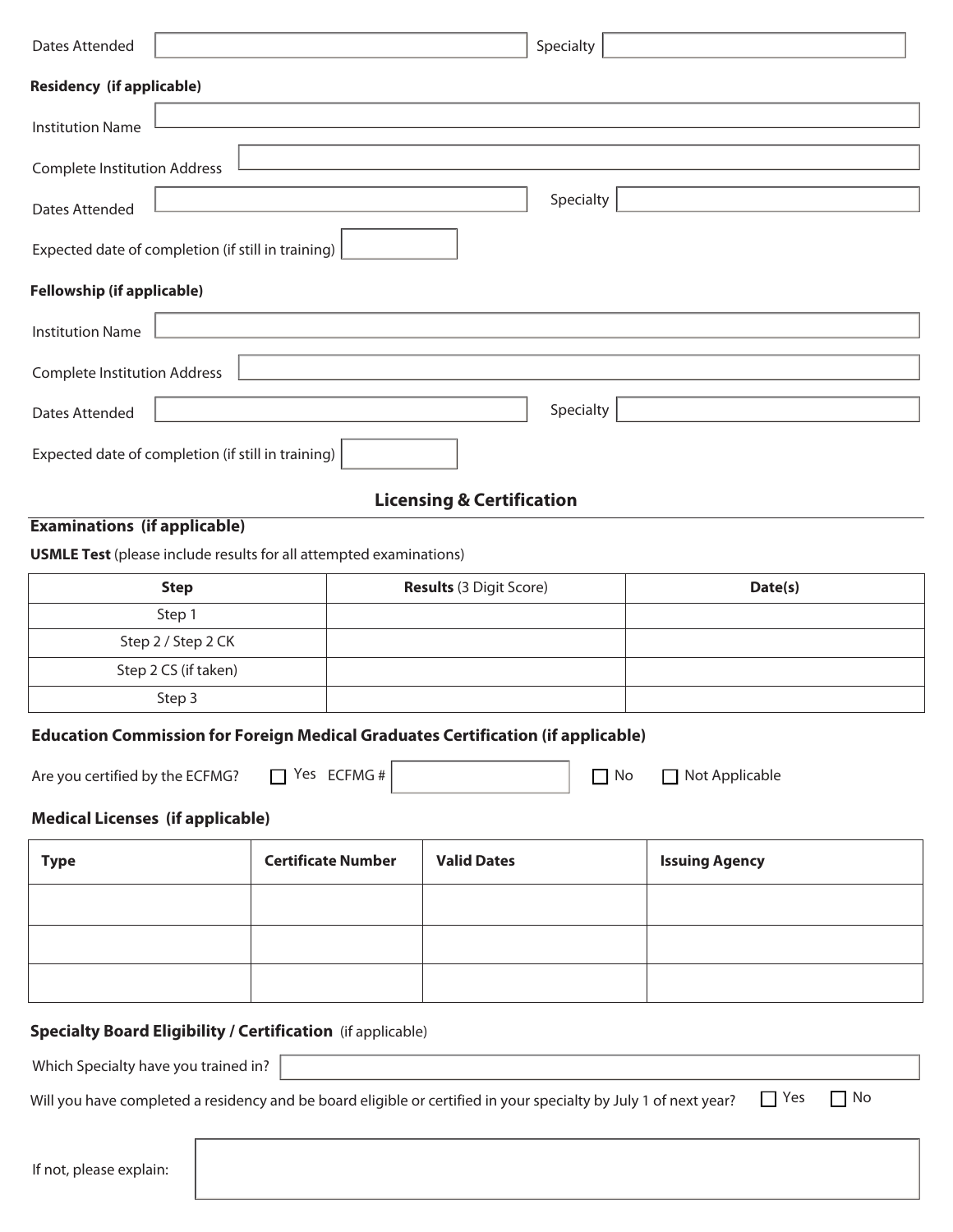Dates Attended | Specialty

**Residency (if applicable)**

Institution Name

Complete Institution Address

Dates Attended | Specialty

Expected date of completion (if still in training)

**Fellowship (if applicable)**

Institution Name

Complete Institution Address

Dates Attended | Specialty

Expected date of completion (if still in training)

## Licensing & Certification

### Examinations (if applicable)

**USMLE Test** (please include results for all attempted examinations)

| Step | Results (3 Digit Score) | Date(s) |
|---|---|---|
| Step 1 | | |
| Step 2 / Step 2 CK | | |
| Step 2 CS (if taken) | | |
| Step 3 | | |

### Education Commission for Foreign Medical Graduates Certification (if applicable)

Are you certified by the ECFMG? ☐ Yes ECFMG # ☐ No ☐ Not Applicable

### Medical Licenses (if applicable)

| Type | Certificate Number | Valid Dates | Issuing Agency |
|---|---|---|---|
| | | | |
| | | | |
| | | | |

### Specialty Board Eligibility / Certification (if applicable)

Which Specialty have you trained in?

Will you have completed a residency and be board eligible or certified in your specialty by July 1 of next year? ☐ Yes ☐ No

If not, please explain: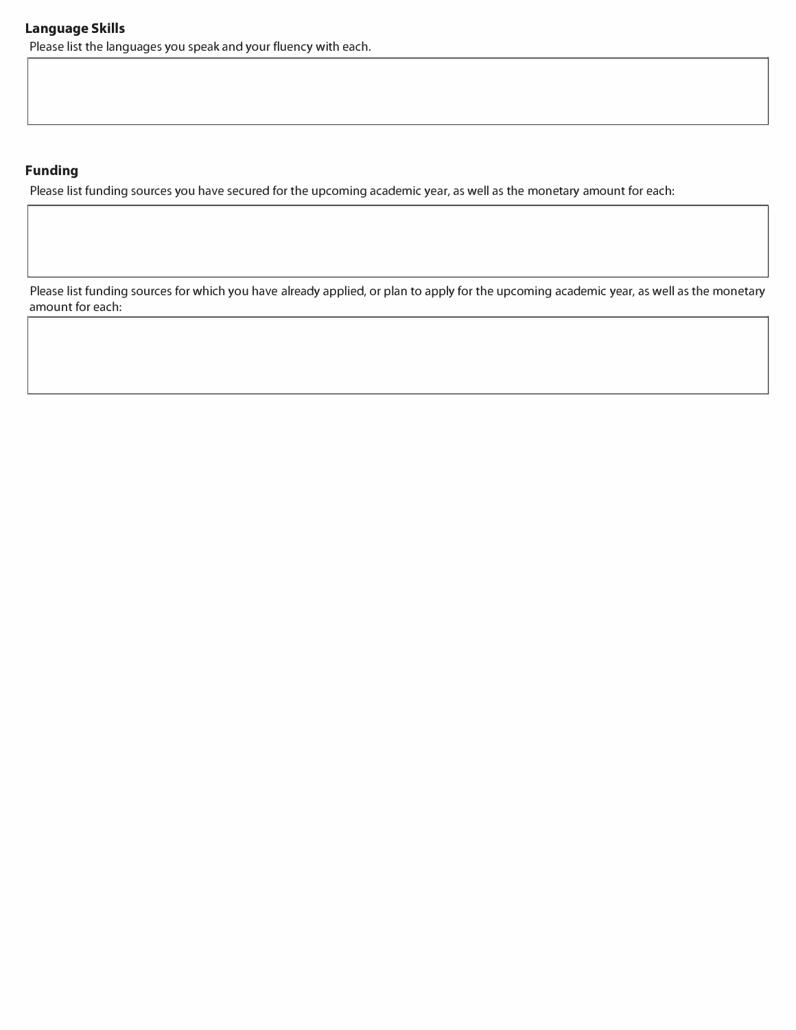**Language Skills**

Please list the languages you speak and your fluency with each.

**Funding**

Please list funding sources you have secured for the upcoming academic year, as well as the monetary amount for each:

Please list funding sources for which you have already applied, or plan to apply for the upcoming academic year, as well as the monetary amount for each: